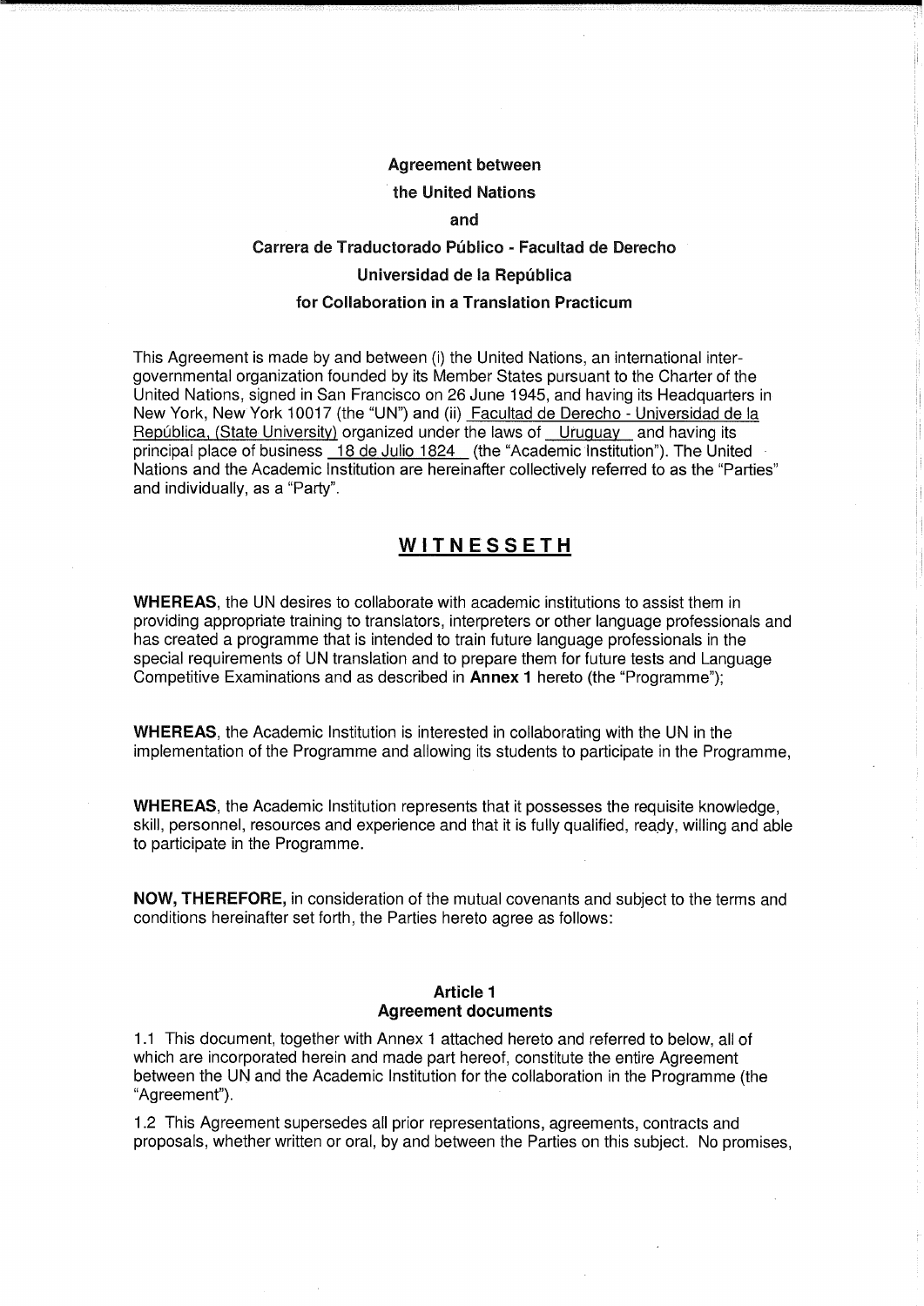**Agreement between**

**the United Nations**

**and**

**Carrera de Traductorado Público - Facultad de Derecho**

**Universidad de la República**

**for Collaboration in a Translation Practicum**

This Agreement is made by and between (i) the United Nations, an international inter-governmental organization founded by its Member States pursuant to the Charter of the United Nations, signed in San Francisco on 26 June 1945, and having its Headquarters in New York, New York 10017 (the "UN") and (ii) Facultad de Derecho - Universidad de la República, (State University) organized under the laws of Uruguay and having its principal place of business 18 de Julio 1824 (the "Academic Institution"). The United Nations and the Academic Institution are hereinafter collectively referred to as the "Parties" and individually, as a "Party".

## WITNESSETH

**WHEREAS**, the UN desires to collaborate with academic institutions to assist them in providing appropriate training to translators, interpreters or other language professionals and has created a programme that is intended to train future language professionals in the special requirements of UN translation and to prepare them for future tests and Language Competitive Examinations and as described in **Annex 1** hereto (the "Programme");

**WHEREAS**, the Academic Institution is interested in collaborating with the UN in the implementation of the Programme and allowing its students to participate in the Programme,

**WHEREAS**, the Academic Institution represents that it possesses the requisite knowledge, skill, personnel, resources and experience and that it is fully qualified, ready, willing and able to participate in the Programme.

**NOW, THEREFORE,** in consideration of the mutual covenants and subject to the terms and conditions hereinafter set forth, the Parties hereto agree as follows:

### Article 1
### Agreement documents

1.1 This document, together with Annex 1 attached hereto and referred to below, all of which are incorporated herein and made part hereof, constitute the entire Agreement between the UN and the Academic Institution for the collaboration in the Programme (the "Agreement").

1.2 This Agreement supersedes all prior representations, agreements, contracts and proposals, whether written or oral, by and between the Parties on this subject. No promises,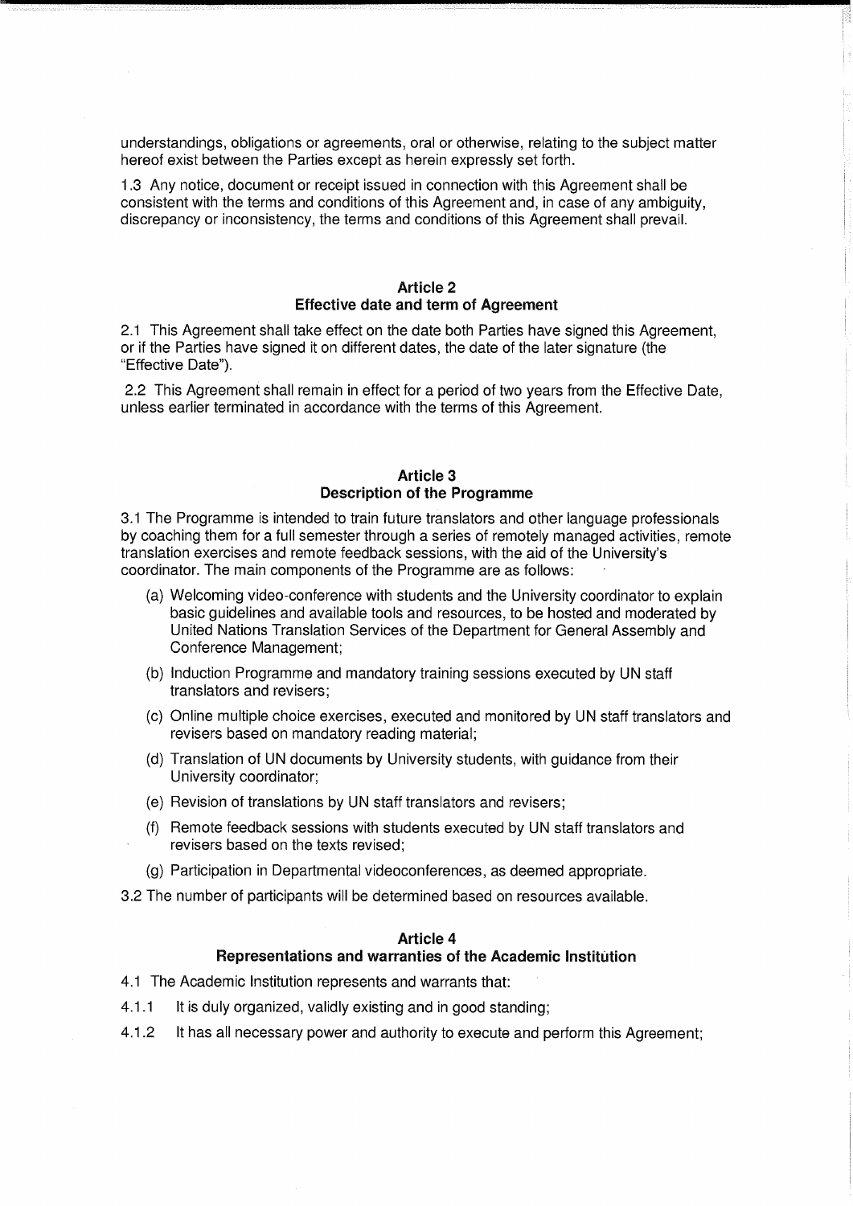understandings, obligations or agreements, oral or otherwise, relating to the subject matter hereof exist between the Parties except as herein expressly set forth.

1.3 Any notice, document or receipt issued in connection with this Agreement shall be consistent with the terms and conditions of this Agreement and, in case of any ambiguity, discrepancy or inconsistency, the terms and conditions of this Agreement shall prevail.

## Article 2
## Effective date and term of Agreement

2.1 This Agreement shall take effect on the date both Parties have signed this Agreement, or if the Parties have signed it on different dates, the date of the later signature (the "Effective Date").

2.2 This Agreement shall remain in effect for a period of two years from the Effective Date, unless earlier terminated in accordance with the terms of this Agreement.

## Article 3
## Description of the Programme

3.1 The Programme is intended to train future translators and other language professionals by coaching them for a full semester through a series of remotely managed activities, remote translation exercises and remote feedback sessions, with the aid of the University's coordinator. The main components of the Programme are as follows:

(a) Welcoming video-conference with students and the University coordinator to explain basic guidelines and available tools and resources, to be hosted and moderated by United Nations Translation Services of the Department for General Assembly and Conference Management;

(b) Induction Programme and mandatory training sessions executed by UN staff translators and revisers;

(c) Online multiple choice exercises, executed and monitored by UN staff translators and revisers based on mandatory reading material;

(d) Translation of UN documents by University students, with guidance from their University coordinator;

(e) Revision of translations by UN staff translators and revisers;

(f) Remote feedback sessions with students executed by UN staff translators and revisers based on the texts revised;

(g) Participation in Departmental videoconferences, as deemed appropriate.

3.2 The number of participants will be determined based on resources available.

## Article 4
## Representations and warranties of the Academic Institution

4.1 The Academic Institution represents and warrants that:

4.1.1 It is duly organized, validly existing and in good standing;

4.1.2 It has all necessary power and authority to execute and perform this Agreement;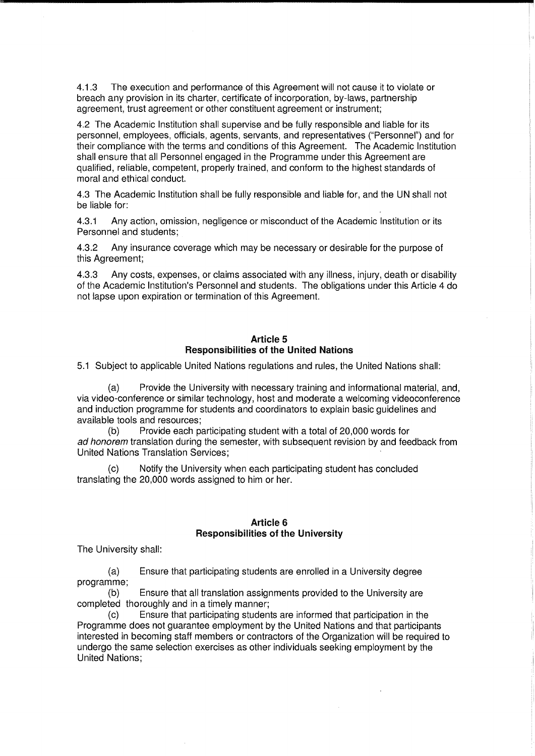4.1.3 The execution and performance of this Agreement will not cause it to violate or breach any provision in its charter, certificate of incorporation, by-laws, partnership agreement, trust agreement or other constituent agreement or instrument;

4.2 The Academic Institution shall supervise and be fully responsible and liable for its personnel, employees, officials, agents, servants, and representatives ("Personnel") and for their compliance with the terms and conditions of this Agreement. The Academic Institution shall ensure that all Personnel engaged in the Programme under this Agreement are qualified, reliable, competent, properly trained, and conform to the highest standards of moral and ethical conduct.

4.3 The Academic Institution shall be fully responsible and liable for, and the UN shall not be liable for:

4.3.1 Any action, omission, negligence or misconduct of the Academic Institution or its Personnel and students;

4.3.2 Any insurance coverage which may be necessary or desirable for the purpose of this Agreement;

4.3.3 Any costs, expenses, or claims associated with any illness, injury, death or disability of the Academic Institution's Personnel and students. The obligations under this Article 4 do not lapse upon expiration or termination of this Agreement.

## Article 5
## Responsibilities of the United Nations

5.1 Subject to applicable United Nations regulations and rules, the United Nations shall:

(a) Provide the University with necessary training and informational material, and, via video-conference or similar technology, host and moderate a welcoming videoconference and induction programme for students and coordinators to explain basic guidelines and available tools and resources;

(b) Provide each participating student with a total of 20,000 words for *ad honorem* translation during the semester, with subsequent revision by and feedback from United Nations Translation Services;

(c) Notify the University when each participating student has concluded translating the 20,000 words assigned to him or her.

## Article 6
## Responsibilities of the University

The University shall:

(a) Ensure that participating students are enrolled in a University degree programme;

(b) Ensure that all translation assignments provided to the University are completed thoroughly and in a timely manner;

(c) Ensure that participating students are informed that participation in the Programme does not guarantee employment by the United Nations and that participants interested in becoming staff members or contractors of the Organization will be required to undergo the same selection exercises as other individuals seeking employment by the United Nations;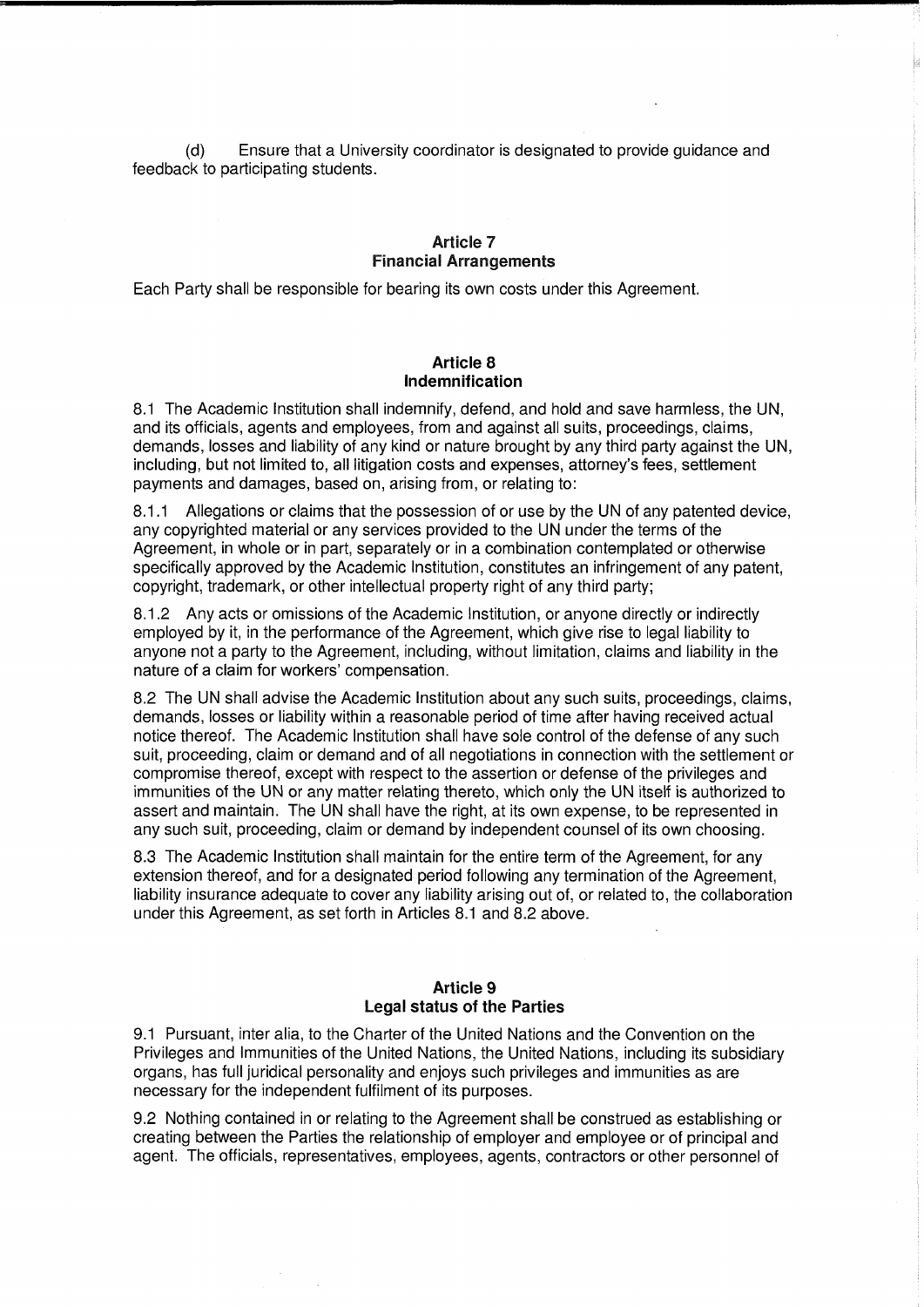(d) Ensure that a University coordinator is designated to provide guidance and feedback to participating students.

## Article 7
## Financial Arrangements

Each Party shall be responsible for bearing its own costs under this Agreement.

## Article 8
## Indemnification

8.1 The Academic Institution shall indemnify, defend, and hold and save harmless, the UN, and its officials, agents and employees, from and against all suits, proceedings, claims, demands, losses and liability of any kind or nature brought by any third party against the UN, including, but not limited to, all litigation costs and expenses, attorney's fees, settlement payments and damages, based on, arising from, or relating to:

8.1.1 Allegations or claims that the possession of or use by the UN of any patented device, any copyrighted material or any services provided to the UN under the terms of the Agreement, in whole or in part, separately or in a combination contemplated or otherwise specifically approved by the Academic Institution, constitutes an infringement of any patent, copyright, trademark, or other intellectual property right of any third party;

8.1.2 Any acts or omissions of the Academic Institution, or anyone directly or indirectly employed by it, in the performance of the Agreement, which give rise to legal liability to anyone not a party to the Agreement, including, without limitation, claims and liability in the nature of a claim for workers' compensation.

8.2 The UN shall advise the Academic Institution about any such suits, proceedings, claims, demands, losses or liability within a reasonable period of time after having received actual notice thereof. The Academic Institution shall have sole control of the defense of any such suit, proceeding, claim or demand and of all negotiations in connection with the settlement or compromise thereof, except with respect to the assertion or defense of the privileges and immunities of the UN or any matter relating thereto, which only the UN itself is authorized to assert and maintain. The UN shall have the right, at its own expense, to be represented in any such suit, proceeding, claim or demand by independent counsel of its own choosing.

8.3 The Academic Institution shall maintain for the entire term of the Agreement, for any extension thereof, and for a designated period following any termination of the Agreement, liability insurance adequate to cover any liability arising out of, or related to, the collaboration under this Agreement, as set forth in Articles 8.1 and 8.2 above.

## Article 9
## Legal status of the Parties

9.1 Pursuant, inter alia, to the Charter of the United Nations and the Convention on the Privileges and Immunities of the United Nations, the United Nations, including its subsidiary organs, has full juridical personality and enjoys such privileges and immunities as are necessary for the independent fulfilment of its purposes.

9.2 Nothing contained in or relating to the Agreement shall be construed as establishing or creating between the Parties the relationship of employer and employee or of principal and agent. The officials, representatives, employees, agents, contractors or other personnel of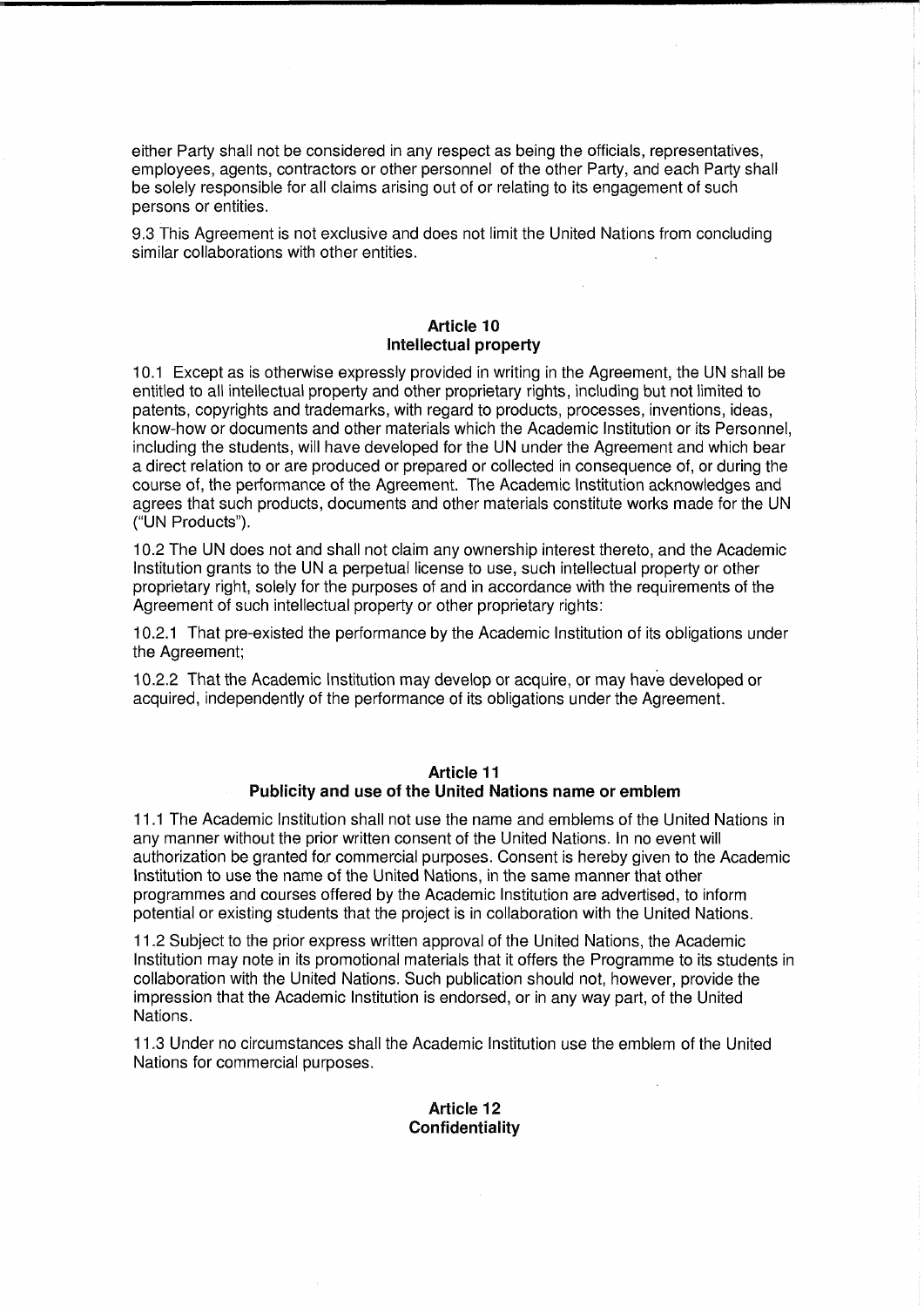either Party shall not be considered in any respect as being the officials, representatives, employees, agents, contractors or other personnel of the other Party, and each Party shall be solely responsible for all claims arising out of or relating to its engagement of such persons or entities.

9.3 This Agreement is not exclusive and does not limit the United Nations from concluding similar collaborations with other entities.

## Article 10
## Intellectual property

10.1 Except as is otherwise expressly provided in writing in the Agreement, the UN shall be entitled to all intellectual property and other proprietary rights, including but not limited to patents, copyrights and trademarks, with regard to products, processes, inventions, ideas, know-how or documents and other materials which the Academic Institution or its Personnel, including the students, will have developed for the UN under the Agreement and which bear a direct relation to or are produced or prepared or collected in consequence of, or during the course of, the performance of the Agreement. The Academic Institution acknowledges and agrees that such products, documents and other materials constitute works made for the UN ("UN Products").

10.2 The UN does not and shall not claim any ownership interest thereto, and the Academic Institution grants to the UN a perpetual license to use, such intellectual property or other proprietary right, solely for the purposes of and in accordance with the requirements of the Agreement of such intellectual property or other proprietary rights:

10.2.1 That pre-existed the performance by the Academic Institution of its obligations under the Agreement;

10.2.2 That the Academic Institution may develop or acquire, or may have developed or acquired, independently of the performance of its obligations under the Agreement.

## Article 11
## Publicity and use of the United Nations name or emblem

11.1 The Academic Institution shall not use the name and emblems of the United Nations in any manner without the prior written consent of the United Nations. In no event will authorization be granted for commercial purposes. Consent is hereby given to the Academic Institution to use the name of the United Nations, in the same manner that other programmes and courses offered by the Academic Institution are advertised, to inform potential or existing students that the project is in collaboration with the United Nations.

11.2 Subject to the prior express written approval of the United Nations, the Academic Institution may note in its promotional materials that it offers the Programme to its students in collaboration with the United Nations. Such publication should not, however, provide the impression that the Academic Institution is endorsed, or in any way part, of the United Nations.

11.3 Under no circumstances shall the Academic Institution use the emblem of the United Nations for commercial purposes.

## Article 12
## Confidentiality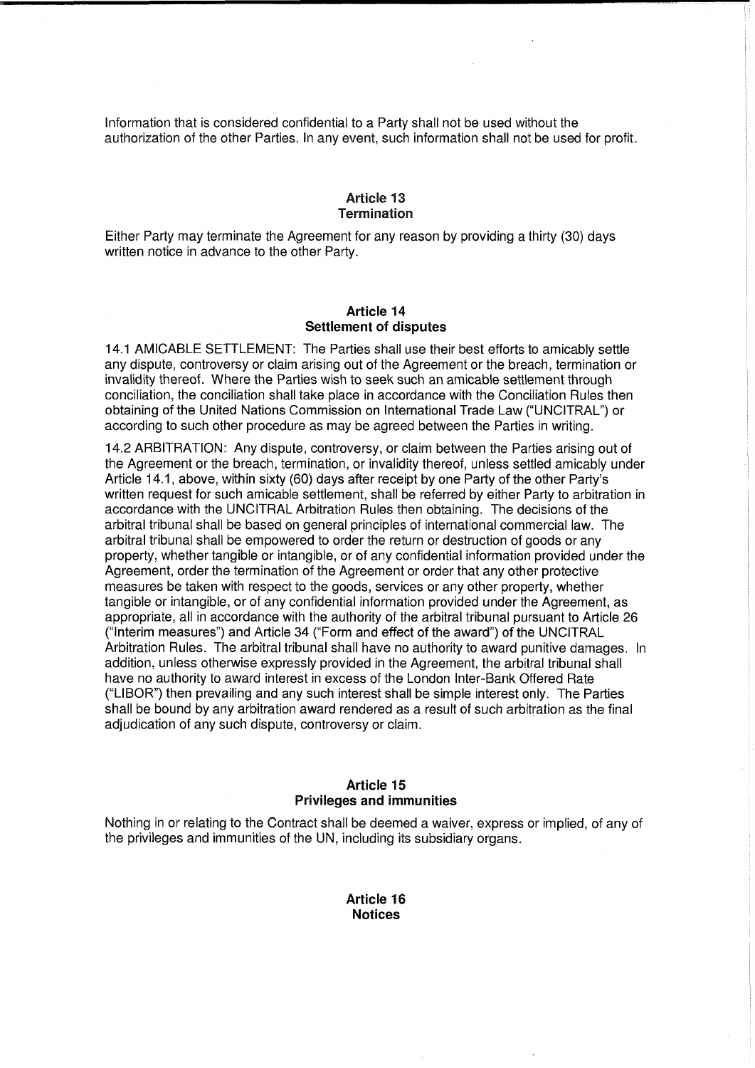Information that is considered confidential to a Party shall not be used without the authorization of the other Parties. In any event, such information shall not be used for profit.

## Article 13
## Termination

Either Party may terminate the Agreement for any reason by providing a thirty (30) days written notice in advance to the other Party.

## Article 14
## Settlement of disputes

14.1 AMICABLE SETTLEMENT: The Parties shall use their best efforts to amicably settle any dispute, controversy or claim arising out of the Agreement or the breach, termination or invalidity thereof. Where the Parties wish to seek such an amicable settlement through conciliation, the conciliation shall take place in accordance with the Conciliation Rules then obtaining of the United Nations Commission on International Trade Law ("UNCITRAL") or according to such other procedure as may be agreed between the Parties in writing.

14.2 ARBITRATION: Any dispute, controversy, or claim between the Parties arising out of the Agreement or the breach, termination, or invalidity thereof, unless settled amicably under Article 14.1, above, within sixty (60) days after receipt by one Party of the other Party's written request for such amicable settlement, shall be referred by either Party to arbitration in accordance with the UNCITRAL Arbitration Rules then obtaining. The decisions of the arbitral tribunal shall be based on general principles of international commercial law. The arbitral tribunal shall be empowered to order the return or destruction of goods or any property, whether tangible or intangible, or of any confidential information provided under the Agreement, order the termination of the Agreement or order that any other protective measures be taken with respect to the goods, services or any other property, whether tangible or intangible, or of any confidential information provided under the Agreement, as appropriate, all in accordance with the authority of the arbitral tribunal pursuant to Article 26 ("Interim measures") and Article 34 ("Form and effect of the award") of the UNCITRAL Arbitration Rules. The arbitral tribunal shall have no authority to award punitive damages. In addition, unless otherwise expressly provided in the Agreement, the arbitral tribunal shall have no authority to award interest in excess of the London Inter-Bank Offered Rate ("LIBOR") then prevailing and any such interest shall be simple interest only. The Parties shall be bound by any arbitration award rendered as a result of such arbitration as the final adjudication of any such dispute, controversy or claim.

## Article 15
## Privileges and immunities

Nothing in or relating to the Contract shall be deemed a waiver, express or implied, of any of the privileges and immunities of the UN, including its subsidiary organs.

## Article 16
## Notices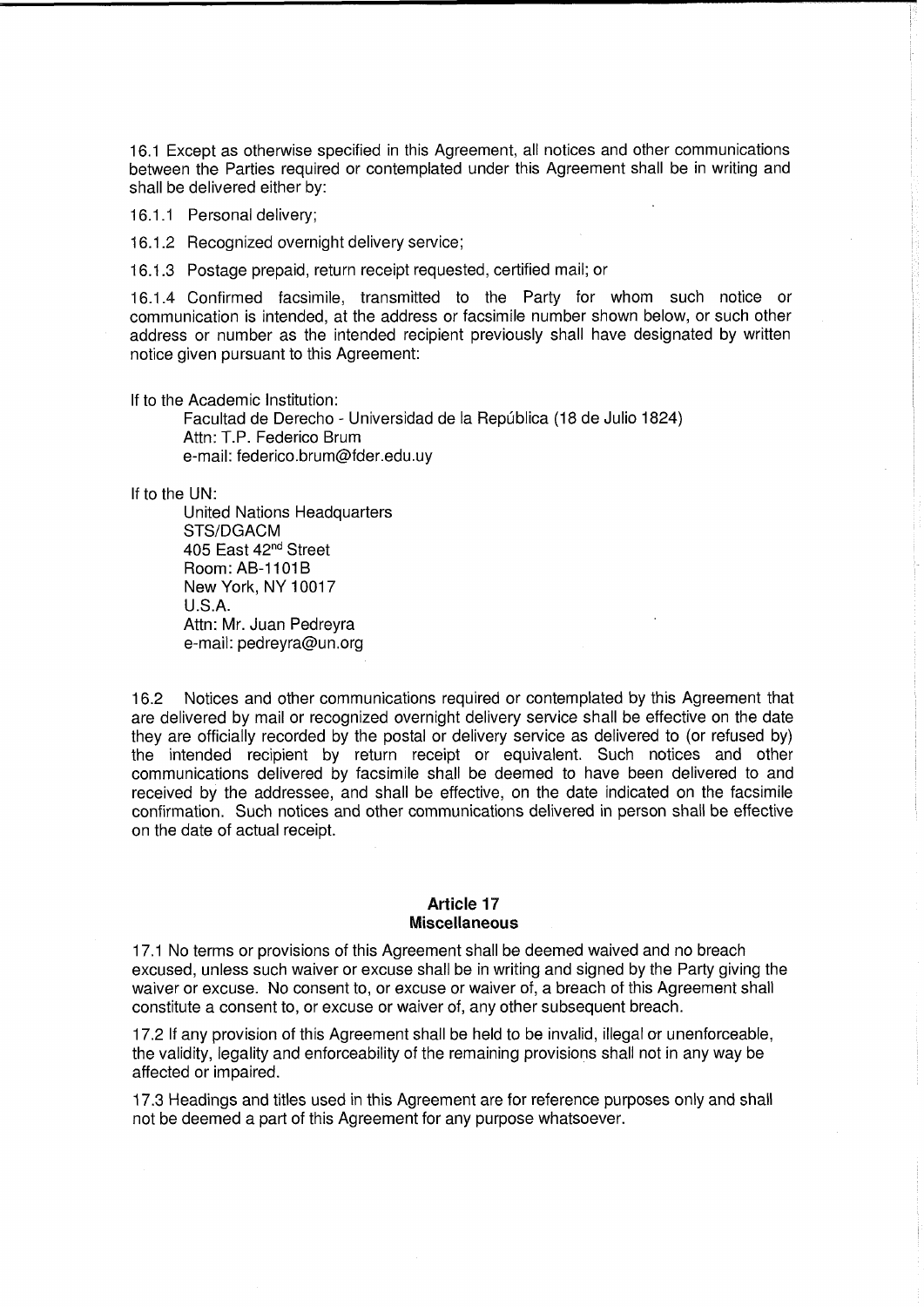16.1 Except as otherwise specified in this Agreement, all notices and other communications between the Parties required or contemplated under this Agreement shall be in writing and shall be delivered either by:

16.1.1 Personal delivery;

16.1.2 Recognized overnight delivery service;

16.1.3 Postage prepaid, return receipt requested, certified mail; or

16.1.4 Confirmed facsimile, transmitted to the Party for whom such notice or communication is intended, at the address or facsimile number shown below, or such other address or number as the intended recipient previously shall have designated by written notice given pursuant to this Agreement:

If to the Academic Institution:

> Facultad de Derecho - Universidad de la República (18 de Julio 1824)
> Attn: T.P. Federico Brum
> e-mail: federico.brum@fder.edu.uy

If to the UN:

> United Nations Headquarters
> STS/DGACM
> 405 East 42nd Street
> Room: AB-1101B
> New York, NY 10017
> U.S.A.
> Attn: Mr. Juan Pedreyra
> e-mail: pedreyra@un.org

16.2 Notices and other communications required or contemplated by this Agreement that are delivered by mail or recognized overnight delivery service shall be effective on the date they are officially recorded by the postal or delivery service as delivered to (or refused by) the intended recipient by return receipt or equivalent. Such notices and other communications delivered by facsimile shall be deemed to have been delivered to and received by the addressee, and shall be effective, on the date indicated on the facsimile confirmation. Such notices and other communications delivered in person shall be effective on the date of actual receipt.

## Article 17
## Miscellaneous

17.1 No terms or provisions of this Agreement shall be deemed waived and no breach excused, unless such waiver or excuse shall be in writing and signed by the Party giving the waiver or excuse. No consent to, or excuse or waiver of, a breach of this Agreement shall constitute a consent to, or excuse or waiver of, any other subsequent breach.

17.2 If any provision of this Agreement shall be held to be invalid, illegal or unenforceable, the validity, legality and enforceability of the remaining provisions shall not in any way be affected or impaired.

17.3 Headings and titles used in this Agreement are for reference purposes only and shall not be deemed a part of this Agreement for any purpose whatsoever.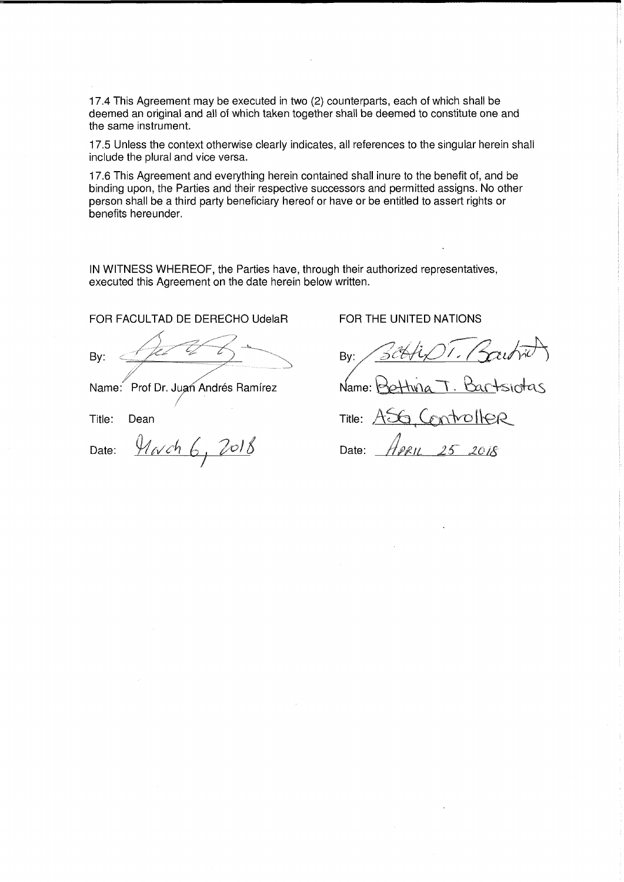17.4 This Agreement may be executed in two (2) counterparts, each of which shall be deemed an original and all of which taken together shall be deemed to constitute one and the same instrument.

17.5 Unless the context otherwise clearly indicates, all references to the singular herein shall include the plural and vice versa.

17.6 This Agreement and everything herein contained shall inure to the benefit of, and be binding upon, the Parties and their respective successors and permitted assigns. No other person shall be a third party beneficiary hereof or have or be entitled to assert rights or benefits hereunder.

IN WITNESS WHEREOF, the Parties have, through their authorized representatives, executed this Agreement on the date herein below written.

FOR FACULTAD DE DERECHO UdelaR

By: [signature]

Name: Prof Dr. Juan Andrés Ramírez

Title: Dean

Date: March 6, 2018

FOR THE UNITED NATIONS

By: [signature]

Name: Bettina T. Bartsiotas

Title: ASG Controller

Date: April 25 2018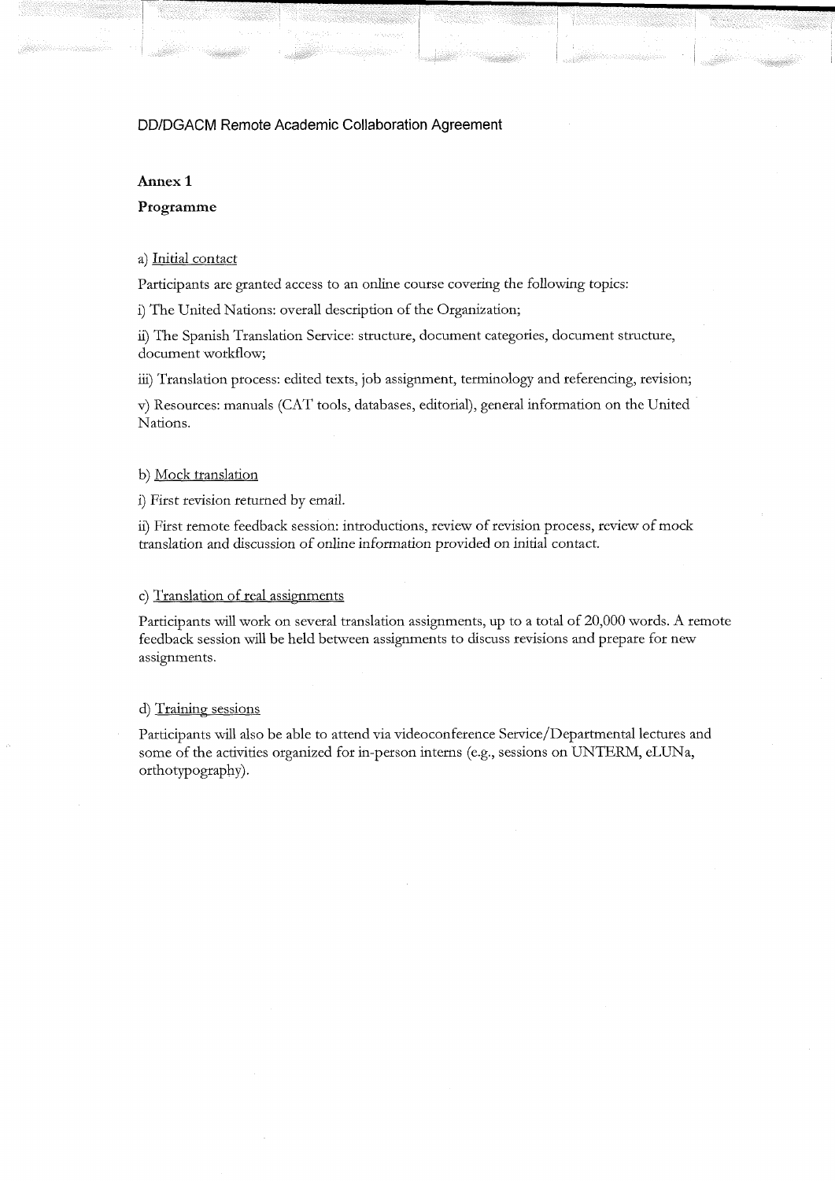DD/DGACM Remote Academic Collaboration Agreement

## Annex 1

### Programme

a) Initial contact

Participants are granted access to an online course covering the following topics:

i) The United Nations: overall description of the Organization;

ii) The Spanish Translation Service: structure, document categories, document structure, document workflow;

iii) Translation process: edited texts, job assignment, terminology and referencing, revision;

v) Resources: manuals (CAT tools, databases, editorial), general information on the United Nations.

b) Mock translation

i) First revision returned by email.

ii) First remote feedback session: introductions, review of revision process, review of mock translation and discussion of online information provided on initial contact.

c) Translation of real assignments

Participants will work on several translation assignments, up to a total of 20,000 words. A remote feedback session will be held between assignments to discuss revisions and prepare for new assignments.

d) Training sessions

Participants will also be able to attend via videoconference Service/Departmental lectures and some of the activities organized for in-person interns (e.g., sessions on UNTERM, eLUNa, orthotypography).